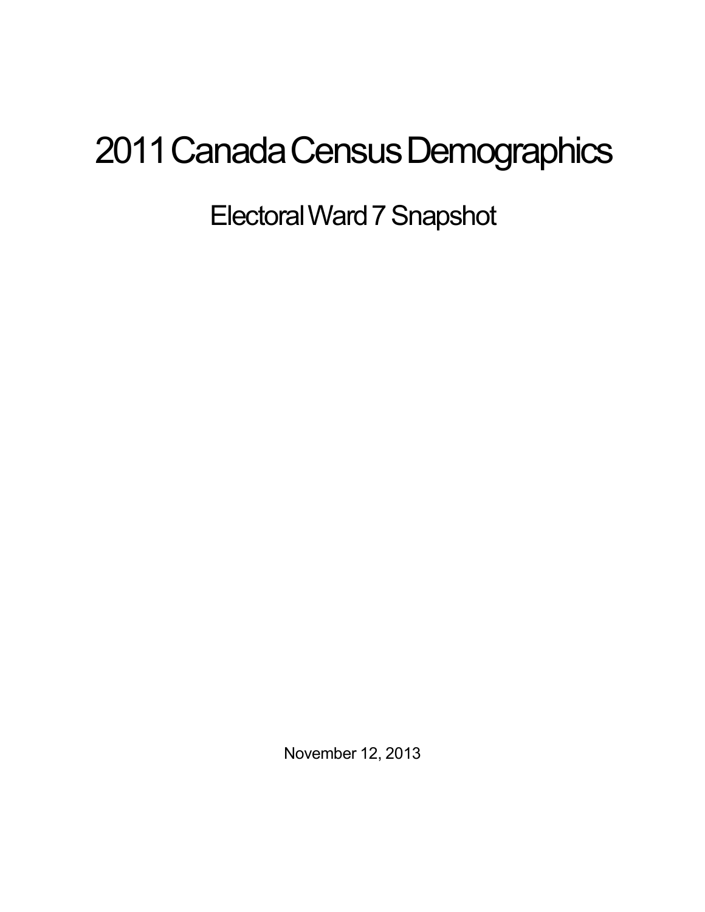# 2011 Canada Census Demographics

## Electoral Ward 7 Snapshot

November 12, 2013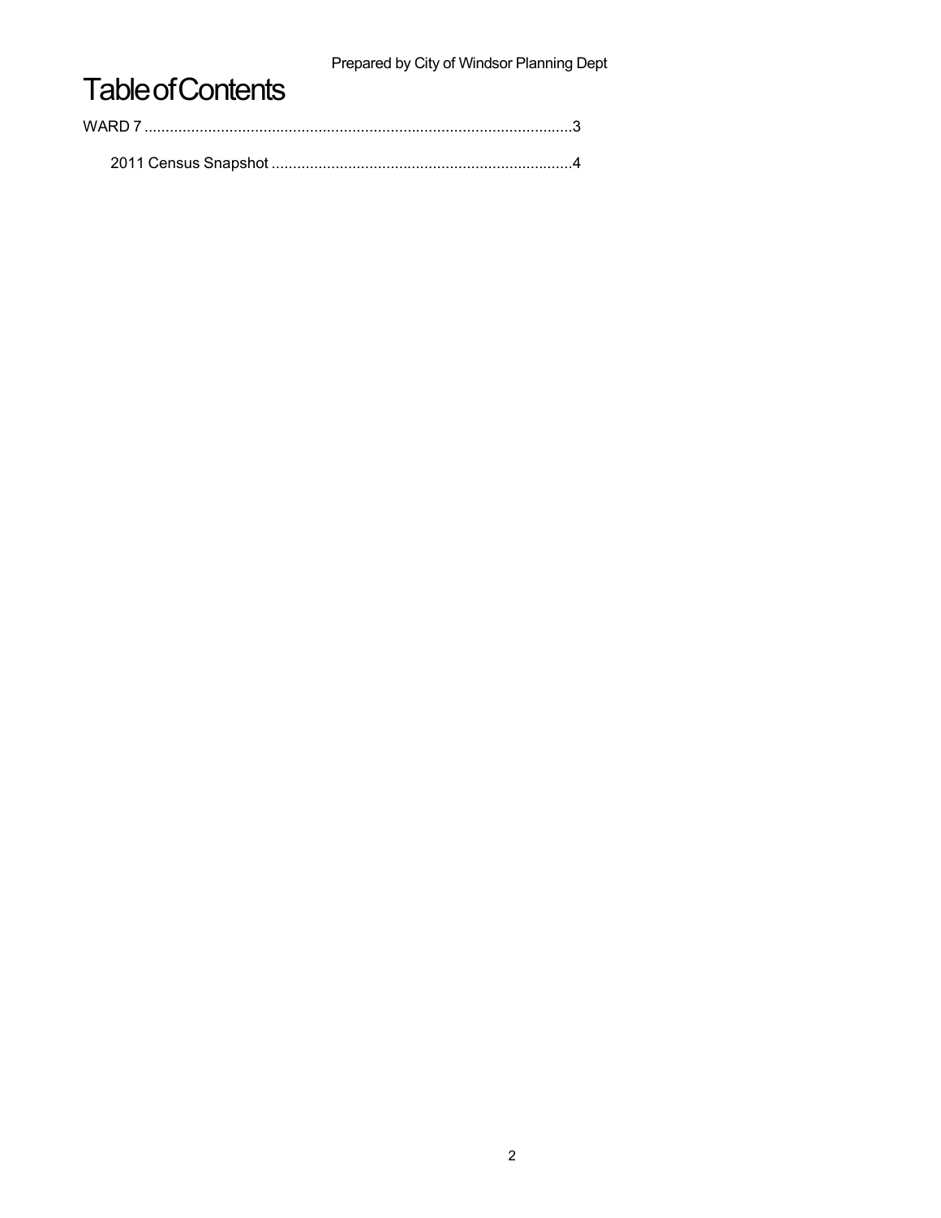# Table of Contents

WARD 7 .....................................................................................................3

2011 Census Snapshot .......................................................................4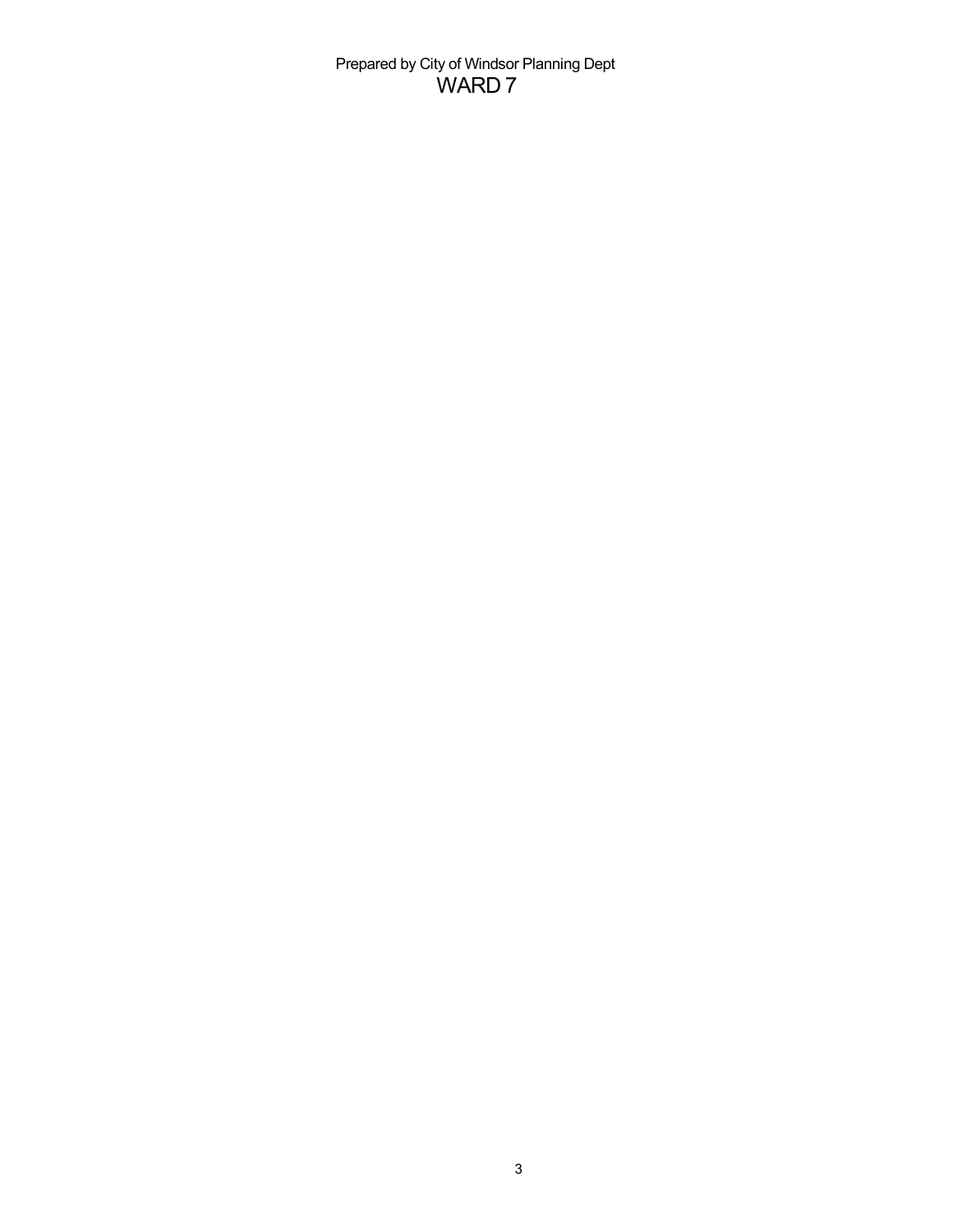Prepared by City of Windsor Planning Dept

# WARD 7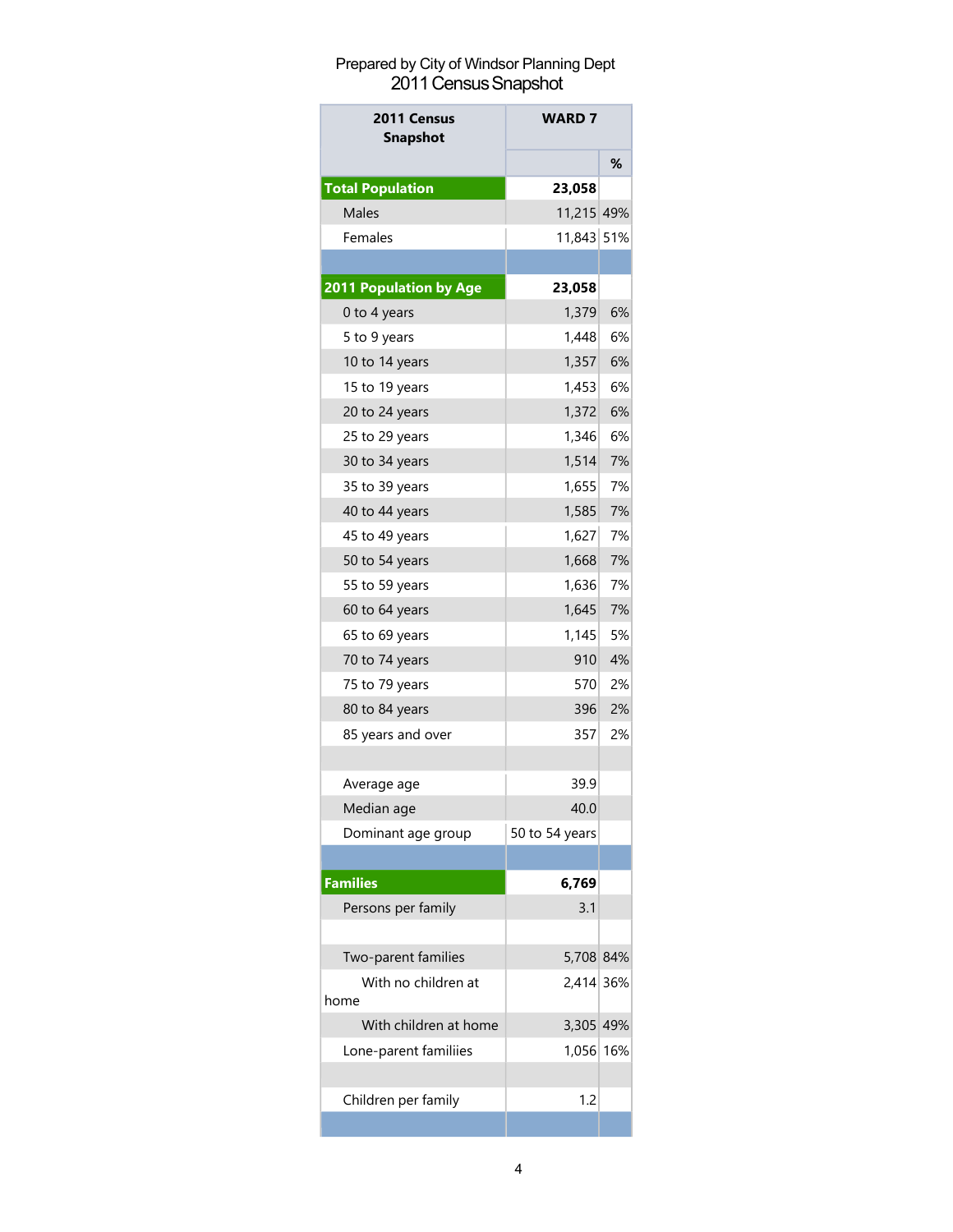Prepared by City of Windsor Planning Dept

# 2011 Census Snapshot

| 2011 Census Snapshot | WARD 7 | |
|---|---|---|
| | | % |
| **Total Population** | **23,058** | |
| Males | 11,215 | 49% |
| Females | 11,843 | 51% |
| | | |
| **2011 Population by Age** | **23,058** | |
| 0 to 4 years | 1,379 | 6% |
| 5 to 9 years | 1,448 | 6% |
| 10 to 14 years | 1,357 | 6% |
| 15 to 19 years | 1,453 | 6% |
| 20 to 24 years | 1,372 | 6% |
| 25 to 29 years | 1,346 | 6% |
| 30 to 34 years | 1,514 | 7% |
| 35 to 39 years | 1,655 | 7% |
| 40 to 44 years | 1,585 | 7% |
| 45 to 49 years | 1,627 | 7% |
| 50 to 54 years | 1,668 | 7% |
| 55 to 59 years | 1,636 | 7% |
| 60 to 64 years | 1,645 | 7% |
| 65 to 69 years | 1,145 | 5% |
| 70 to 74 years | 910 | 4% |
| 75 to 79 years | 570 | 2% |
| 80 to 84 years | 396 | 2% |
| 85 years and over | 357 | 2% |
| | | |
| Average age | 39.9 | |
| Median age | 40.0 | |
| Dominant age group | 50 to 54 years | |
| | | |
| **Families** | **6,769** | |
| Persons per family | 3.1 | |
| | | |
| Two-parent families | 5,708 | 84% |
| With no children at home | 2,414 | 36% |
| With children at home | 3,305 | 49% |
| Lone-parent familiies | 1,056 | 16% |
| | | |
| Children per family | 1.2 | |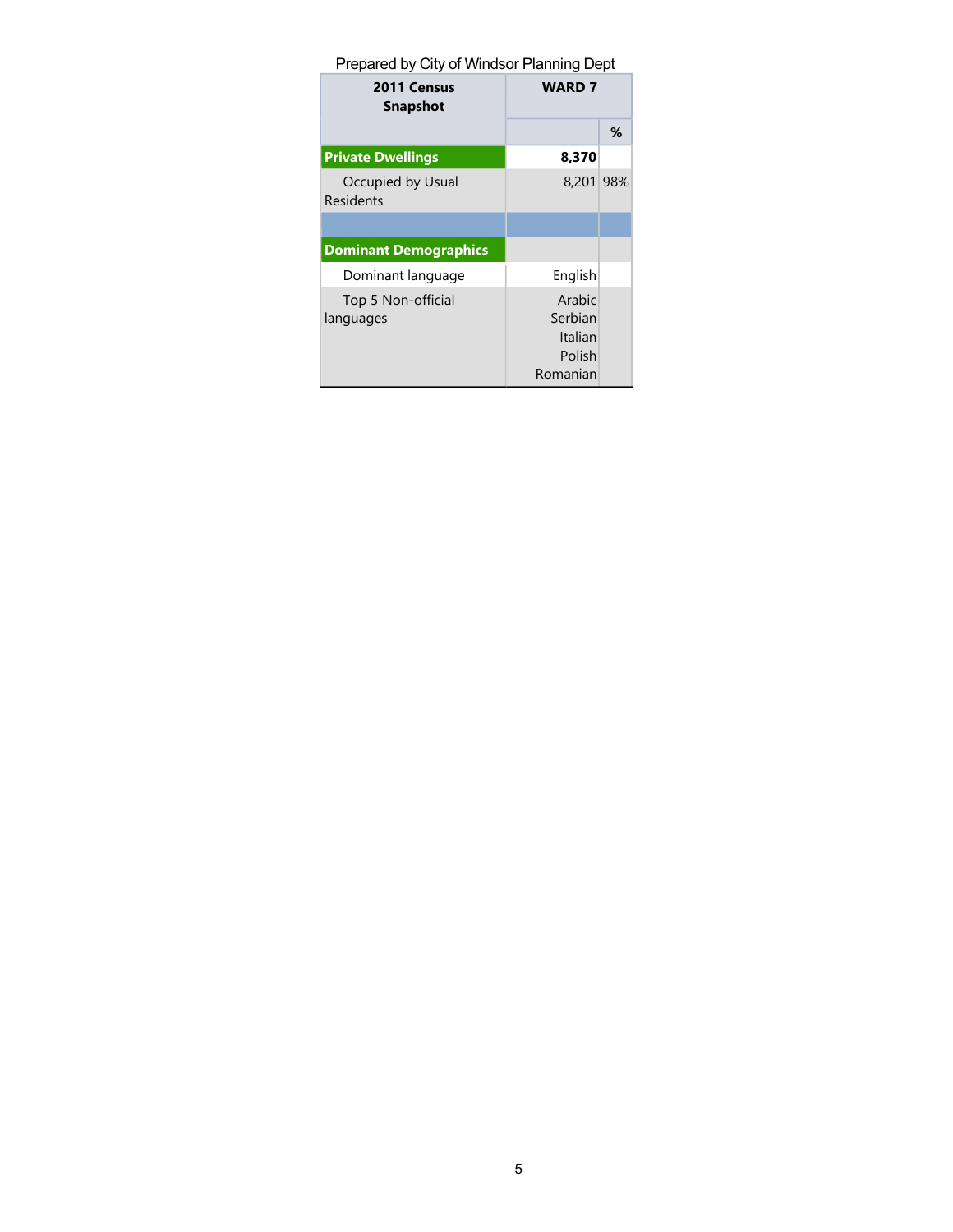Prepared by City of Windsor Planning Dept

| 2011 Census Snapshot | WARD 7 | |
|---|---|---|
| | | % |
| **Private Dwellings** | **8,370** | |
| Occupied by Usual Residents | 8,201 | 98% |
| | | |
| **Dominant Demographics** | | |
| Dominant language | English | |
| Top 5 Non-official languages | Arabic<br>Serbian<br>Italian<br>Polish<br>Romanian | |